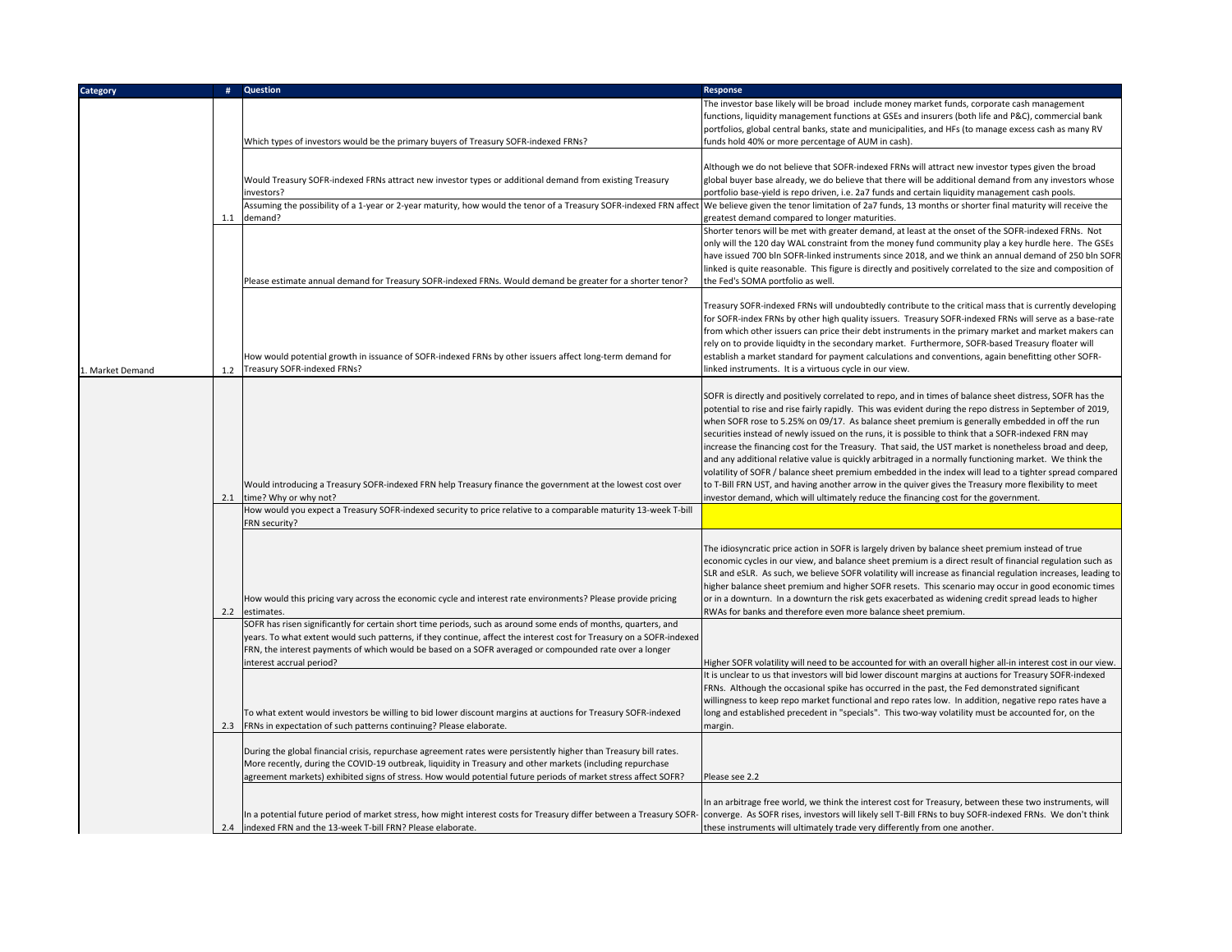| Category | # | Question | Response |
|---|---|---|---|
| 1. Market Demand | 1.1 | Which types of investors would be the primary buyers of Treasury SOFR-indexed FRNs? | The investor base likely will be broad include money market funds, corporate cash management functions, liquidity management functions at GSEs and insurers (both life and P&C), commercial bank portfolios, global central banks, state and municipalities, and HFs (to manage excess cash as many RV funds hold 40% or more percentage of AUM in cash). |
| | | Would Treasury SOFR-indexed FRNs attract new investor types or additional demand from existing Treasury investors? | Although we do not believe that SOFR-indexed FRNs will attract new investor types given the broad global buyer base already, we do believe that there will be additional demand from any investors whose portfolio base-yield is repo driven, i.e. 2a7 funds and certain liquidity management cash pools. |
| | | Assuming the possibility of a 1-year or 2-year maturity, how would the tenor of a Treasury SOFR-indexed FRN affect demand? | We believe given the tenor limitation of 2a7 funds, 13 months or shorter final maturity will receive the greatest demand compared to longer maturities. |
| | 1.2 | Please estimate annual demand for Treasury SOFR-indexed FRNs. Would demand be greater for a shorter tenor? | Shorter tenors will be met with greater demand, at least at the onset of the SOFR-indexed FRNs. Not only will the 120 day WAL constraint from the money fund community play a key hurdle here. The GSEs have issued 700 bln SOFR-linked instruments since 2018, and we think an annual demand of 250 bln SOFR linked is quite reasonable. This figure is directly and positively correlated to the size and composition of the Fed's SOMA portfolio as well. |
| | | How would potential growth in issuance of SOFR-indexed FRNs by other issuers affect long-term demand for Treasury SOFR-indexed FRNs? | Treasury SOFR-indexed FRNs will undoubtedly contribute to the critical mass that is currently developing for SOFR-index FRNs by other high quality issuers. Treasury SOFR-indexed FRNs will serve as a base-rate from which other issuers can price their debt instruments in the primary market and market makers can rely on to provide liquidty in the secondary market. Furthermore, SOFR-based Treasury floater will establish a market standard for payment calculations and conventions, again benefitting other SOFR-linked instruments. It is a virtuous cycle in our view. |
| | 2.1 | Would introducing a Treasury SOFR-indexed FRN help Treasury finance the government at the lowest cost over time? Why or why not? | SOFR is directly and positively correlated to repo, and in times of balance sheet distress, SOFR has the potential to rise and rise fairly rapidly. This was evident during the repo distress in September of 2019, when SOFR rose to 5.25% on 09/17. As balance sheet premium is generally embedded in off the run securities instead of newly issued on the runs, it is possible to think that a SOFR-indexed FRN may increase the financing cost for the Treasury. That said, the UST market is nonetheless broad and deep, and any additional relative value is quickly arbitraged in a normally functioning market. We think the volatility of SOFR / balance sheet premium embedded in the index will lead to a tighter spread compared to T-Bill FRN UST, and having another arrow in the quiver gives the Treasury more flexibility to meet investor demand, which will ultimately reduce the financing cost for the government. |
| | 2.2 | How would you expect a Treasury SOFR-indexed security to price relative to a comparable maturity 13-week T-bill FRN security? | |
| | | How would this pricing vary across the economic cycle and interest rate environments? Please provide pricing estimates. | The idiosyncratic price action in SOFR is largely driven by balance sheet premium instead of true economic cycles in our view, and balance sheet premium is a direct result of financial regulation such as SLR and eSLR. As such, we believe SOFR volatility will increase as financial regulation increases, leading to higher balance sheet premium and higher SOFR resets. This scenario may occur in good economic times or in a downturn. In a downturn the risk gets exacerbated as widening credit spread leads to higher RWAs for banks and therefore even more balance sheet premium. |
| | 2.3 | SOFR has risen significantly for certain short time periods, such as around some ends of months, quarters, and years. To what extent would such patterns, if they continue, affect the interest cost for Treasury on a SOFR-indexed FRN, the interest payments of which would be based on a SOFR averaged or compounded rate over a longer interest accrual period? | Higher SOFR volatility will need to be accounted for with an overall higher all-in interest cost in our view. |
| | | To what extent would investors be willing to bid lower discount margins at auctions for Treasury SOFR-indexed FRNs in expectation of such patterns continuing? Please elaborate. | It is unclear to us that investors will bid lower discount margins at auctions for Treasury SOFR-indexed FRNs. Although the occasional spike has occurred in the past, the Fed demonstrated significant willingness to keep repo market functional and repo rates low. In addition, negative repo rates have a long and established precedent in "specials". This two-way volatility must be accounted for, on the margin. |
| | 2.4 | During the global financial crisis, repurchase agreement rates were persistently higher than Treasury bill rates. More recently, during the COVID-19 outbreak, liquidity in Treasury and other markets (including repurchase agreement markets) exhibited signs of stress. How would potential future periods of market stress affect SOFR? | Please see 2.2 |
| | | In a potential future period of market stress, how might interest costs for Treasury differ between a Treasury SOFR-indexed FRN and the 13-week T-bill FRN? Please elaborate. | In an arbitrage free world, we think the interest cost for Treasury, between these two instruments, will converge. As SOFR rises, investors will likely sell T-Bill FRNs to buy SOFR-indexed FRNs. We don't think these instruments will ultimately trade very differently from one another. |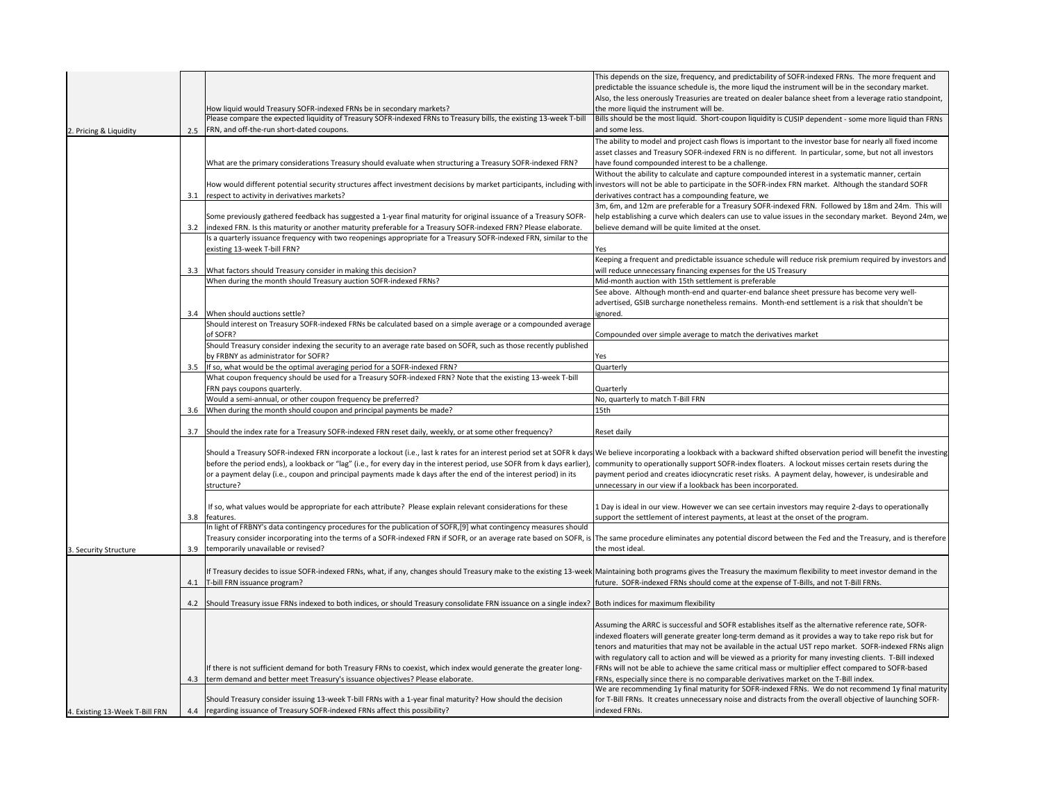| Category | # | Question | Response |
|---|---|---|---|
| | | How liquid would Treasury SOFR-indexed FRNs be in secondary markets? | This depends on the size, frequency, and predictability of SOFR-indexed FRNs. The more frequent and predictable the issuance schedule is, the more liqud the instrument will be in the secondary market. Also, the less onerously Treasuries are treated on dealer balance sheet from a leverage ratio standpoint, the more liquid the instrument will be. |
| 2. Pricing & Liquidity | 2.5 | Please compare the expected liquidity of Treasury SOFR-indexed FRNs to Treasury bills, the existing 13-week T-bill FRN, and off-the-run short-dated coupons. | Bills should be the most liquid. Short-coupon liquidity is CUSIP dependent - some more liquid than FRNs and some less. |
| | | What are the primary considerations Treasury should evaluate when structuring a Treasury SOFR-indexed FRN? | The ability to model and project cash flows is important to the investor base for nearly all fixed income asset classes and Treasury SOFR-indexed FRN is no different. In particular, some, but not all investors have found compounded interest to be a challenge. |
| | 3.1 | How would different potential security structures affect investment decisions by market participants, including with respect to activity in derivatives markets? | Without the ability to calculate and capture compounded interest in a systematic manner, certain investors will not be able to participate in the SOFR-index FRN market. Although the standard SOFR derivatives contract has a compounding feature, we |
| | 3.2 | Some previously gathered feedback has suggested a 1-year final maturity for original issuance of a Treasury SOFR-indexed FRN. Is this maturity or another maturity preferable for a Treasury SOFR-indexed FRN? Please elaborate. | 3m, 6m, and 12m are preferable for a Treasury SOFR-indexed FRN. Followed by 18m and 24m. This will help establishing a curve which dealers can use to value issues in the secondary market. Beyond 24m, we believe demand will be quite limited at the onset. |
| | | Is a quarterly issuance frequency with two reopenings appropriate for a Treasury SOFR-indexed FRN, similar to the existing 13-week T-bill FRN? | Yes |
| | 3.3 | What factors should Treasury consider in making this decision? | Keeping a frequent and predictable issuance schedule will reduce risk premium required by investors and will reduce unnecessary financing expenses for the US Treasury |
| | | When during the month should Treasury auction SOFR-indexed FRNs? | Mid-month auction with 15th settlement is preferable |
| | 3.4 | When should auctions settle? | See above. Although month-end and quarter-end balance sheet pressure has become very well-advertised, GSIB surcharge nonetheless remains. Month-end settlement is a risk that shouldn't be ignored. |
| | | Should interest on Treasury SOFR-indexed FRNs be calculated based on a simple average or a compounded average of SOFR? | Compounded over simple average to match the derivatives market |
| | | Should Treasury consider indexing the security to an average rate based on SOFR, such as those recently published by FRBNY as administrator for SOFR? | Yes |
| | 3.5 | If so, what would be the optimal averaging period for a SOFR-indexed FRN? | Quarterly |
| | | What coupon frequency should be used for a Treasury SOFR-indexed FRN? Note that the existing 13-week T-bill FRN pays coupons quarterly. | Quarterly |
| | | Would a semi-annual, or other coupon frequency be preferred? | No, quarterly to match T-Bill FRN |
| | 3.6 | When during the month should coupon and principal payments be made? | 15th |
| | 3.7 | Should the index rate for a Treasury SOFR-indexed FRN reset daily, weekly, or at some other frequency? | Reset daily |
| | | Should a Treasury SOFR-indexed FRN incorporate a lockout (i.e., last k rates for an interest period set at SOFR k days before the period ends), a lookback or "lag" (i.e., for every day in the interest period, use SOFR from k days earlier), or a payment delay (i.e., coupon and principal payments made k days after the end of the interest period) in its structure? | We believe incorporating a lookback with a backward shifted observation period will benefit the investing community to operationally support SOFR-index floaters. A lockout misses certain resets during the payment period and creates idiocyncratic reset risks. A payment delay, however, is undesirable and unnecessary in our view if a lookback has been incorporated. |
| | 3.8 | If so, what values would be appropriate for each attribute? Please explain relevant considerations for these features. | 1 Day is ideal in our view. However we can see certain investors may require 2-days to operationally support the settlement of interest payments, at least at the onset of the program. |
| 3. Security Structure | 3.9 | In light of FRBNY's data contingency procedures for the publication of SOFR,[9] what contingency measures should Treasury consider incorporating into the terms of a SOFR-indexed FRN if SOFR, or an average rate based on SOFR, is temporarily unavailable or revised? | The same procedure eliminates any potential discord between the Fed and the Treasury, and is therefore the most ideal. |
| | 4.1 | If Treasury decides to issue SOFR-indexed FRNs, what, if any, changes should Treasury make to the existing 13-week T-bill FRN issuance program? | Maintaining both programs gives the Treasury the maximum flexibility to meet investor demand in the future. SOFR-indexed FRNs should come at the expense of T-Bills, and not T-Bill FRNs. |
| | 4.2 | Should Treasury issue FRNs indexed to both indices, or should Treasury consolidate FRN issuance on a single index? | Both indices for maximum flexibility |
| | 4.3 | If there is not sufficient demand for both Treasury FRNs to coexist, which index would generate the greater long-term demand and better meet Treasury's issuance objectives? Please elaborate. | Assuming the ARRC is successful and SOFR establishes itself as the alternative reference rate, SOFR-indexed floaters will generate greater long-term demand as it provides a way to take repo risk but for tenors and maturities that may not be available in the actual UST repo market. SOFR-indexed FRNs align with regulatory call to action and will be viewed as a priority for many investing clients. T-Bill indexed FRNs will not be able to achieve the same critical mass or multiplier effect compared to SOFR-based FRNs, especially since there is no comparable derivatives market on the T-Bill index. |
| 4. Existing 13-Week T-Bill FRN | 4.4 | Should Treasury consider issuing 13-week T-bill FRNs with a 1-year final maturity? How should the decision regarding issuance of Treasury SOFR-indexed FRNs affect this possibility? | We are recommending 1y final maturity for SOFR-indexed FRNs. We do not recommend 1y final maturity for T-Bill FRNs. It creates unnecessary noise and distracts from the overall objective of launching SOFR-indexed FRNs. |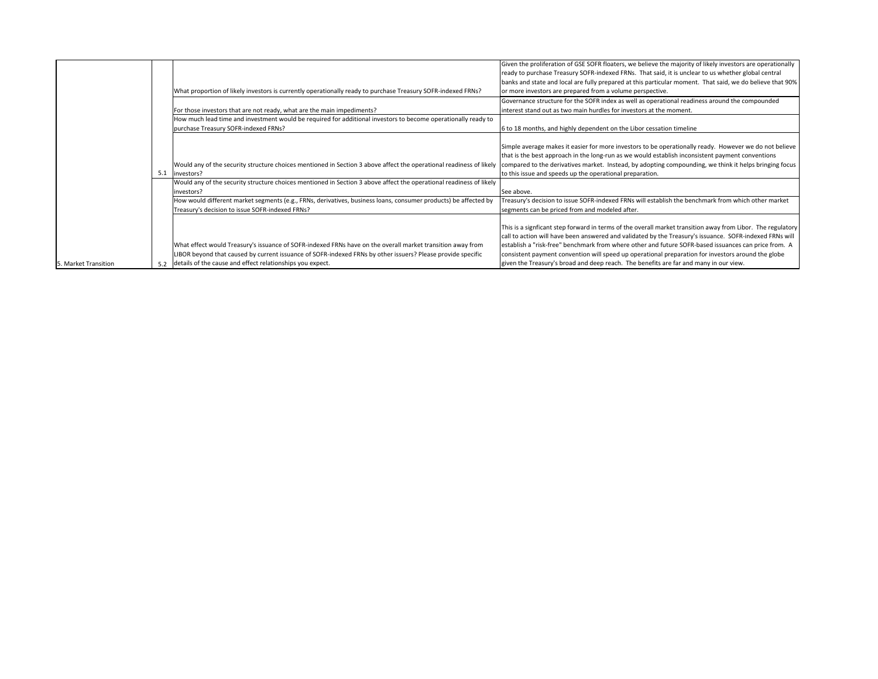| | | | |
|---|---|---|---|
| | | What proportion of likely investors is currently operationally ready to purchase Treasury SOFR-indexed FRNs? | Given the proliferation of GSE SOFR floaters, we believe the majority of likely investors are operationally ready to purchase Treasury SOFR-indexed FRNs. That said, it is unclear to us whether global central banks and state and local are fully prepared at this particular moment. That said, we do believe that 90% or more investors are prepared from a volume perspective. |
| | | For those investors that are not ready, what are the main impediments? | Governance structure for the SOFR index as well as operational readiness around the compounded interest stand out as two main hurdles for investors at the moment. |
| | | How much lead time and investment would be required for additional investors to become operationally ready to purchase Treasury SOFR-indexed FRNs? | 6 to 18 months, and highly dependent on the Libor cessation timeline |
| | 5.1 | Would any of the security structure choices mentioned in Section 3 above affect the operational readiness of likely investors? | Simple average makes it easier for more investors to be operationally ready. However we do not believe that is the best approach in the long-run as we would establish inconsistent payment conventions compared to the derivatives market. Instead, by adopting compounding, we think it helps bringing focus to this issue and speeds up the operational preparation. |
| | | Would any of the security structure choices mentioned in Section 3 above affect the operational readiness of likely investors? | See above. |
| | | How would different market segments (e.g., FRNs, derivatives, business loans, consumer products) be affected by Treasury's decision to issue SOFR-indexed FRNs? | Treasury's decision to issue SOFR-indexed FRNs will establish the benchmark from which other market segments can be priced from and modeled after. |
| 5. Market Transition | 5.2 | What effect would Treasury's issuance of SOFR-indexed FRNs have on the overall market transition away from LIBOR beyond that caused by current issuance of SOFR-indexed FRNs by other issuers? Please provide specific details of the cause and effect relationships you expect. | This is a signficant step forward in terms of the overall market transition away from Libor. The regulatory call to action will have been answered and validated by the Treasury's issuance. SOFR-indexed FRNs will establish a "risk-free" benchmark from where other and future SOFR-based issuances can price from. A consistent payment convention will speed up operational preparation for investors around the globe given the Treasury's broad and deep reach. The benefits are far and many in our view. |